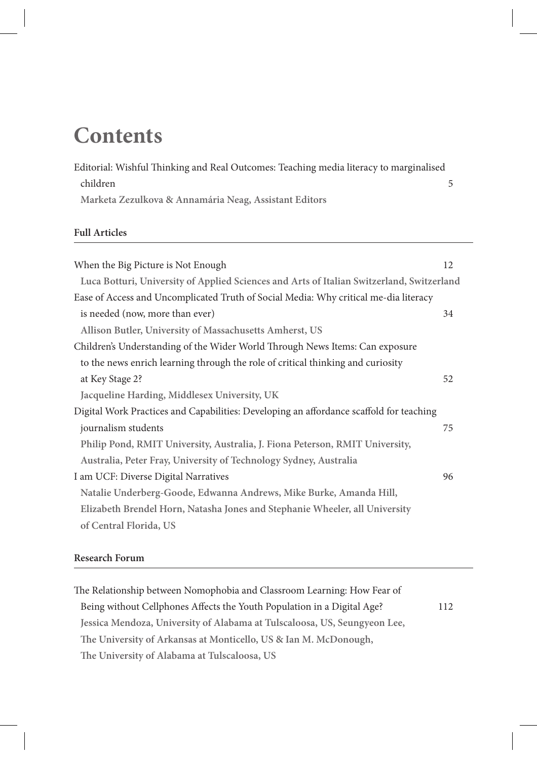# Contents

Editorial: Wishful Thinking and Real Outcomes: Teaching media literacy to marginalised children 5
**Marketa Zezulkova & Annamária Neag, Assistant Editors**

### Full Articles

When the Big Picture is Not Enough 12
**Luca Botturi, University of Applied Sciences and Arts of Italian Switzerland, Switzerland**

Ease of Access and Uncomplicated Truth of Social Media: Why critical me-dia literacy is needed (now, more than ever) 34
**Allison Butler, University of Massachusetts Amherst, US**

Children's Understanding of the Wider World Through News Items: Can exposure to the news enrich learning through the role of critical thinking and curiosity at Key Stage 2? 52
**Jacqueline Harding, Middlesex University, UK**

Digital Work Practices and Capabilities: Developing an affordance scaffold for teaching journalism students 75
**Philip Pond, RMIT University, Australia, J. Fiona Peterson, RMIT University, Australia, Peter Fray, University of Technology Sydney, Australia**

I am UCF: Diverse Digital Narratives 96
**Natalie Underberg-Goode, Edwanna Andrews, Mike Burke, Amanda Hill, Elizabeth Brendel Horn, Natasha Jones and Stephanie Wheeler, all University of Central Florida, US**

### Research Forum

The Relationship between Nomophobia and Classroom Learning: How Fear of Being without Cellphones Affects the Youth Population in a Digital Age? 112
**Jessica Mendoza, University of Alabama at Tulscaloosa, US, Seungyeon Lee, The University of Arkansas at Monticello, US & Ian M. McDonough, The University of Alabama at Tulscaloosa, US**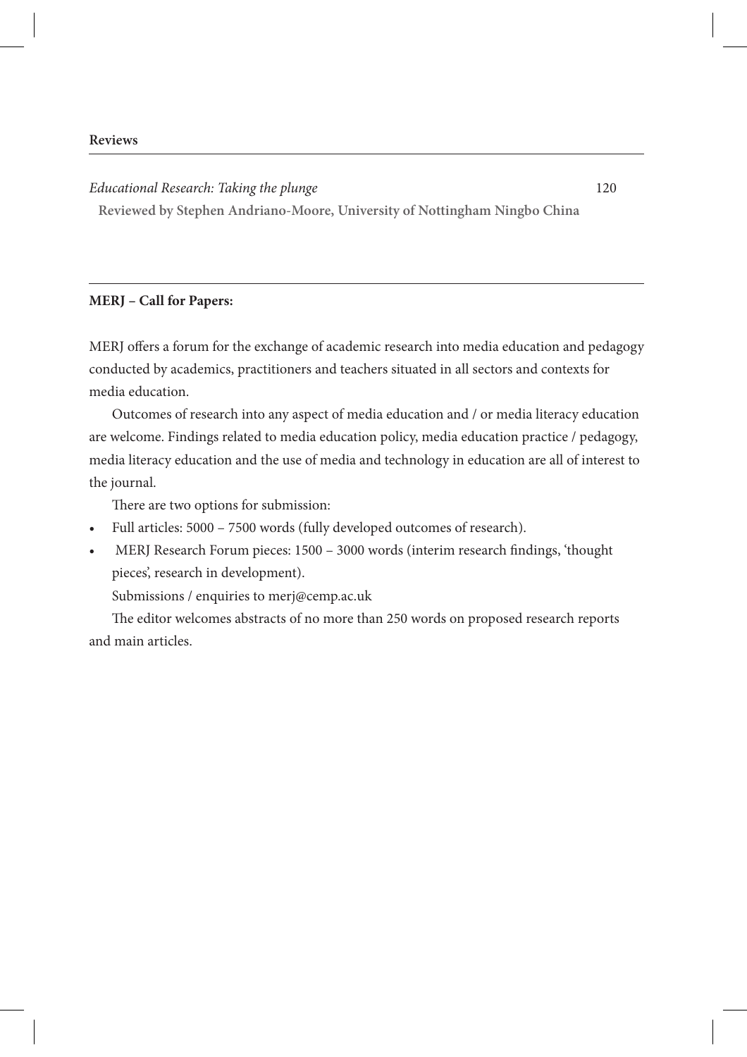**Reviews**

*Educational Research: Taking the plunge* 120

**Reviewed by Stephen Andriano-Moore, University of Nottingham Ningbo China**

**MERJ – Call for Papers:**

MERJ offers a forum for the exchange of academic research into media education and pedagogy conducted by academics, practitioners and teachers situated in all sectors and contexts for media education.

Outcomes of research into any aspect of media education and / or media literacy education are welcome. Findings related to media education policy, media education practice / pedagogy, media literacy education and the use of media and technology in education are all of interest to the journal.

There are two options for submission:

- Full articles: 5000 – 7500 words (fully developed outcomes of research).
- MERJ Research Forum pieces: 1500 – 3000 words (interim research findings, 'thought pieces', research in development).

Submissions / enquiries to merj@cemp.ac.uk

The editor welcomes abstracts of no more than 250 words on proposed research reports and main articles.